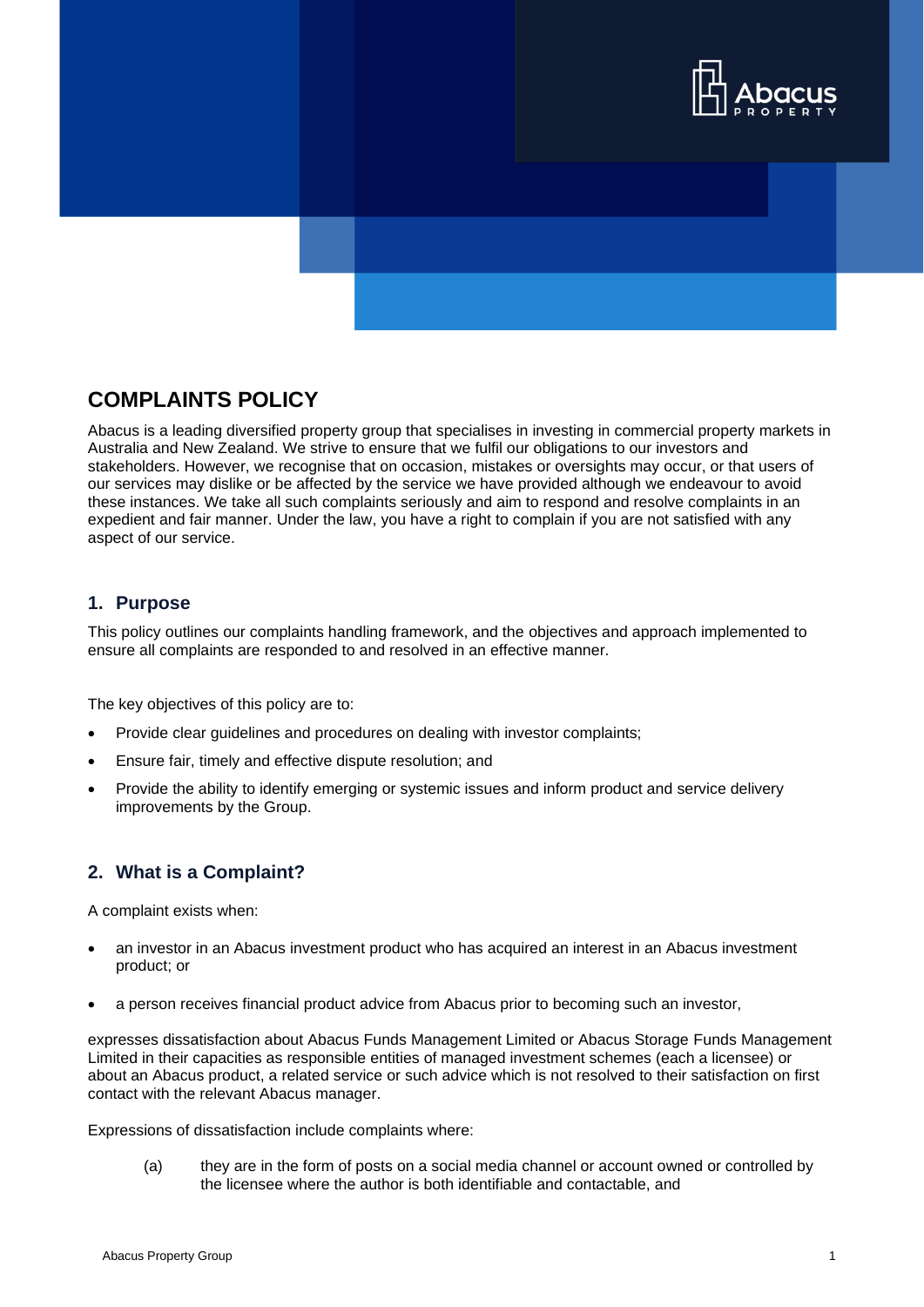# COMPLAINTS POLICY

Abacus is a leading diversified property group that specialises in investing in commercial property markets in Australia and New Zealand. We strive to ensure that we fulfil our obligations to our investors and stakeholders. However, we recognise that on occasion, mistakes or oversights may occur, or that users of our services may dislike or be affected by the service we have provided although we endeavour to avoid these instances. We take all such complaints seriously and aim to respond and resolve complaints in an expedient and fair manner. Under the law, you have a right to complain if you are not satisfied with any aspect of our service.

## 1. Purpose

This policy outlines our complaints handling framework, and the objectives and approach implemented to ensure all complaints are responded to and resolved in an effective manner.

The key objectives of this policy are to:

- Provide clear guidelines and procedures on dealing with investor complaints;
- Ensure fair, timely and effective dispute resolution; and
- Provide the ability to identify emerging or systemic issues and inform product and service delivery improvements by the Group.

## 2. What is a Complaint?

A complaint exists when:

- an investor in an Abacus investment product who has acquired an interest in an Abacus investment product; or
- a person receives financial product advice from Abacus prior to becoming such an investor,

expresses dissatisfaction about Abacus Funds Management Limited or Abacus Storage Funds Management Limited in their capacities as responsible entities of managed investment schemes (each a licensee) or about an Abacus product, a related service or such advice which is not resolved to their satisfaction on first contact with the relevant Abacus manager.

Expressions of dissatisfaction include complaints where:

(a) they are in the form of posts on a social media channel or account owned or controlled by the licensee where the author is both identifiable and contactable, and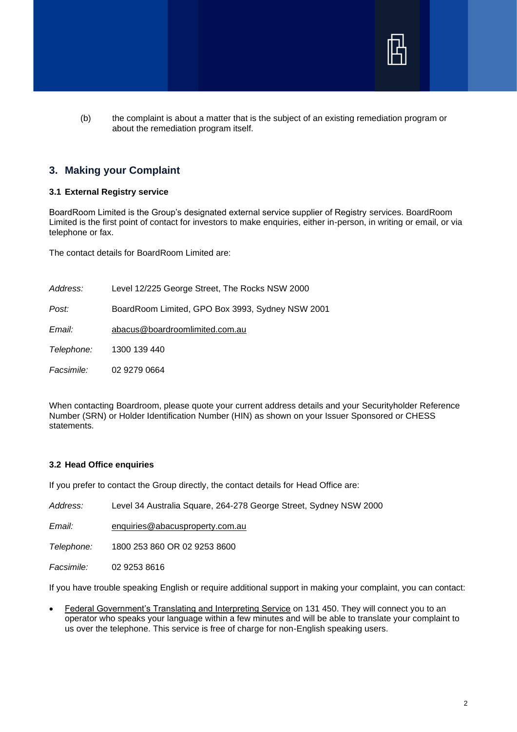(b) the complaint is about a matter that is the subject of an existing remediation program or about the remediation program itself.

## 3. Making your Complaint

### 3.1 External Registry service

BoardRoom Limited is the Group's designated external service supplier of Registry services. BoardRoom Limited is the first point of contact for investors to make enquiries, either in-person, in writing or email, or via telephone or fax.

The contact details for BoardRoom Limited are:

*Address:* Level 12/225 George Street, The Rocks NSW 2000

*Post:* BoardRoom Limited, GPO Box 3993, Sydney NSW 2001

*Email:* abacus@boardroomlimited.com.au

*Telephone:* 1300 139 440

*Facsimile:* 02 9279 0664

When contacting Boardroom, please quote your current address details and your Securityholder Reference Number (SRN) or Holder Identification Number (HIN) as shown on your Issuer Sponsored or CHESS statements.

### 3.2 Head Office enquiries

If you prefer to contact the Group directly, the contact details for Head Office are:

*Address:* Level 34 Australia Square, 264-278 George Street, Sydney NSW 2000

*Email:* enquiries@abacusproperty.com.au

*Telephone:* 1800 253 860 OR 02 9253 8600

*Facsimile:* 02 9253 8616

If you have trouble speaking English or require additional support in making your complaint, you can contact:

- Federal Government's Translating and Interpreting Service on 131 450. They will connect you to an operator who speaks your language within a few minutes and will be able to translate your complaint to us over the telephone. This service is free of charge for non-English speaking users.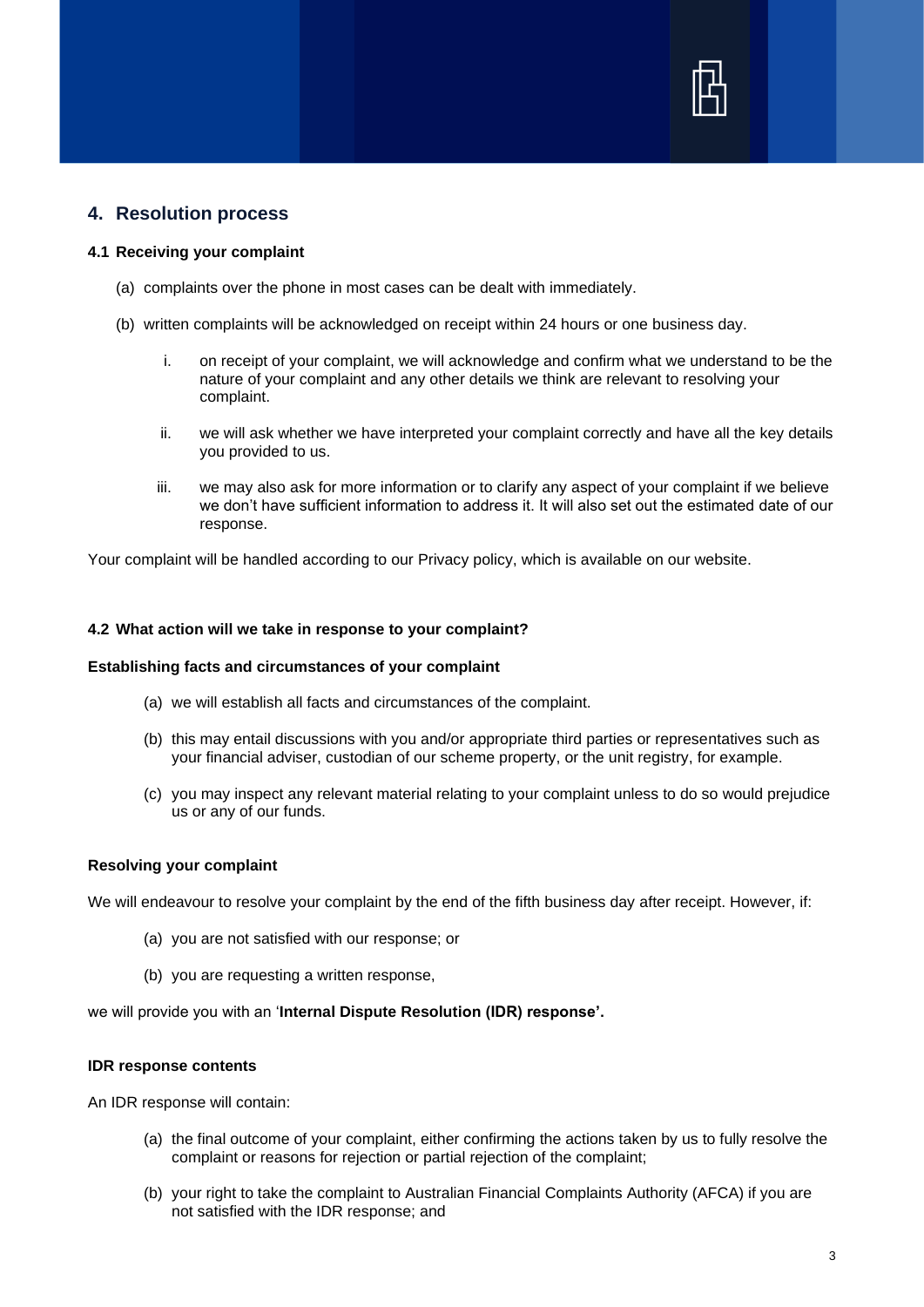## 4. Resolution process

### 4.1 Receiving your complaint

(a) complaints over the phone in most cases can be dealt with immediately.

(b) written complaints will be acknowledged on receipt within 24 hours or one business day.

i. on receipt of your complaint, we will acknowledge and confirm what we understand to be the nature of your complaint and any other details we think are relevant to resolving your complaint.

ii. we will ask whether we have interpreted your complaint correctly and have all the key details you provided to us.

iii. we may also ask for more information or to clarify any aspect of your complaint if we believe we don't have sufficient information to address it. It will also set out the estimated date of our response.

Your complaint will be handled according to our Privacy policy, which is available on our website.

### 4.2 What action will we take in response to your complaint?

**Establishing facts and circumstances of your complaint**

(a) we will establish all facts and circumstances of the complaint.

(b) this may entail discussions with you and/or appropriate third parties or representatives such as your financial adviser, custodian of our scheme property, or the unit registry, for example.

(c) you may inspect any relevant material relating to your complaint unless to do so would prejudice us or any of our funds.

**Resolving your complaint**

We will endeavour to resolve your complaint by the end of the fifth business day after receipt. However, if:

(a) you are not satisfied with our response; or

(b) you are requesting a written response,

we will provide you with an '**Internal Dispute Resolution (IDR) response'.**

**IDR response contents**

An IDR response will contain:

(a) the final outcome of your complaint, either confirming the actions taken by us to fully resolve the complaint or reasons for rejection or partial rejection of the complaint;

(b) your right to take the complaint to Australian Financial Complaints Authority (AFCA) if you are not satisfied with the IDR response; and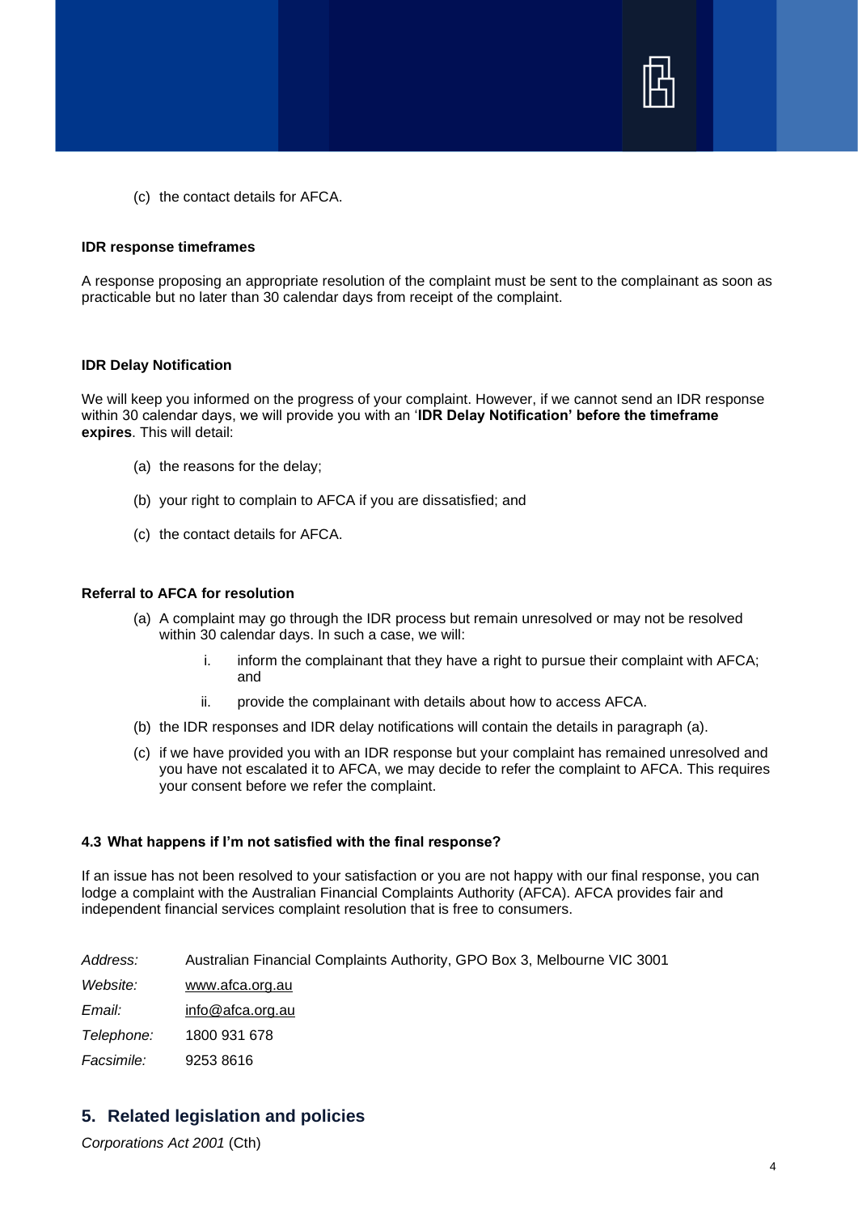(c) the contact details for AFCA.

**IDR response timeframes**

A response proposing an appropriate resolution of the complaint must be sent to the complainant as soon as practicable but no later than 30 calendar days from receipt of the complaint.

**IDR Delay Notification**

We will keep you informed on the progress of your complaint. However, if we cannot send an IDR response within 30 calendar days, we will provide you with an '**IDR Delay Notification' before the timeframe expires**. This will detail:

(a) the reasons for the delay;

(b) your right to complain to AFCA if you are dissatisfied; and

(c) the contact details for AFCA.

**Referral to AFCA for resolution**

(a) A complaint may go through the IDR process but remain unresolved or may not be resolved within 30 calendar days. In such a case, we will:

  i. inform the complainant that they have a right to pursue their complaint with AFCA; and

  ii. provide the complainant with details about how to access AFCA.

(b) the IDR responses and IDR delay notifications will contain the details in paragraph (a).

(c) if we have provided you with an IDR response but your complaint has remained unresolved and you have not escalated it to AFCA, we may decide to refer the complaint to AFCA. This requires your consent before we refer the complaint.

**4.3 What happens if I'm not satisfied with the final response?**

If an issue has not been resolved to your satisfaction or you are not happy with our final response, you can lodge a complaint with the Australian Financial Complaints Authority (AFCA). AFCA provides fair and independent financial services complaint resolution that is free to consumers.

| | |
|---|---|
| *Address:* | Australian Financial Complaints Authority, GPO Box 3, Melbourne VIC 3001 |
| *Website:* | www.afca.org.au |
| *Email:* | info@afca.org.au |
| *Telephone:* | 1800 931 678 |
| *Facsimile:* | 9253 8616 |

## 5. Related legislation and policies

*Corporations Act 2001* (Cth)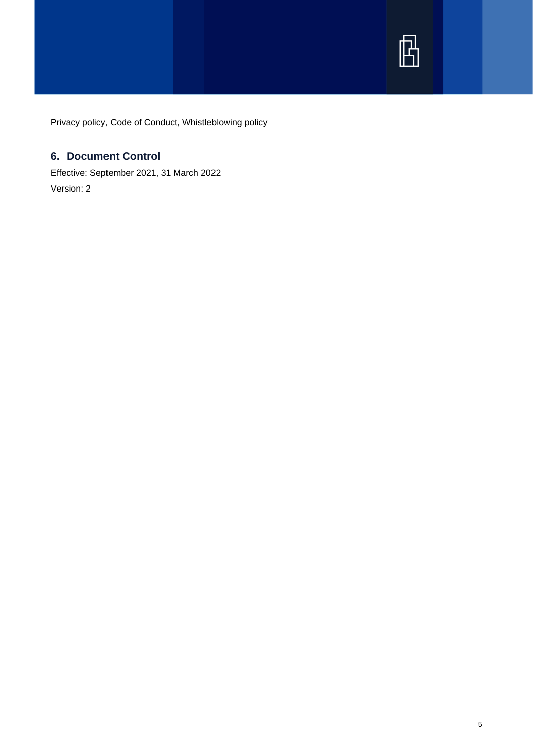Privacy policy, Code of Conduct, Whistleblowing policy

## 6. Document Control

Effective: September 2021, 31 March 2022

Version: 2